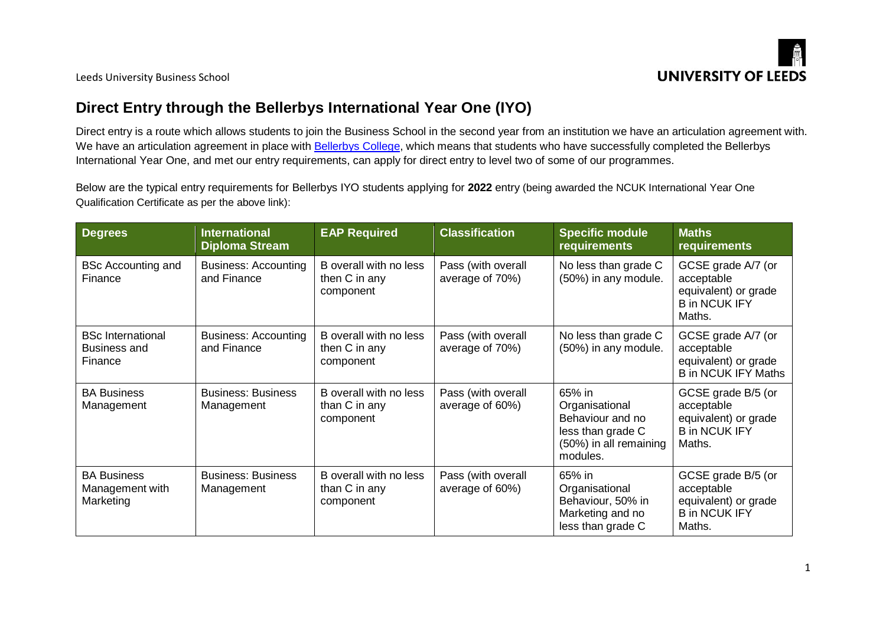# Direct Entry through the Bellerbys International Year One (IYO)

Direct entry is a route which allows students to join the Business School in the second year from an institution we have an articulation agreement with. We have an articulation agreement in place with [Bellerbys College](), which means that students who have successfully completed the Bellerbys International Year One, and met our entry requirements, can apply for direct entry to level two of some of our programmes.

Below are the typical entry requirements for Bellerbys IYO students applying for **2022** entry (being awarded the NCUK International Year One Qualification Certificate as per the above link):

| Degrees | International Diploma Stream | EAP Required | Classification | Specific module requirements | Maths requirements |
|---|---|---|---|---|---|
| BSc Accounting and Finance | Business: Accounting and Finance | B overall with no less then C in any component | Pass (with overall average of 70%) | No less than grade C (50%) in any module. | GCSE grade A/7 (or acceptable equivalent) or grade B in NCUK IFY Maths. |
| BSc International Business and Finance | Business: Accounting and Finance | B overall with no less then C in any component | Pass (with overall average of 70%) | No less than grade C (50%) in any module. | GCSE grade A/7 (or acceptable equivalent) or grade B in NCUK IFY Maths |
| BA Business Management | Business: Business Management | B overall with no less than C in any component | Pass (with overall average of 60%) | 65% in Organisational Behaviour and no less than grade C (50%) in all remaining modules. | GCSE grade B/5 (or acceptable equivalent) or grade B in NCUK IFY Maths. |
| BA Business Management with Marketing | Business: Business Management | B overall with no less than C in any component | Pass (with overall average of 60%) | 65% in Organisational Behaviour, 50% in Marketing and no less than grade C | GCSE grade B/5 (or acceptable equivalent) or grade B in NCUK IFY Maths. |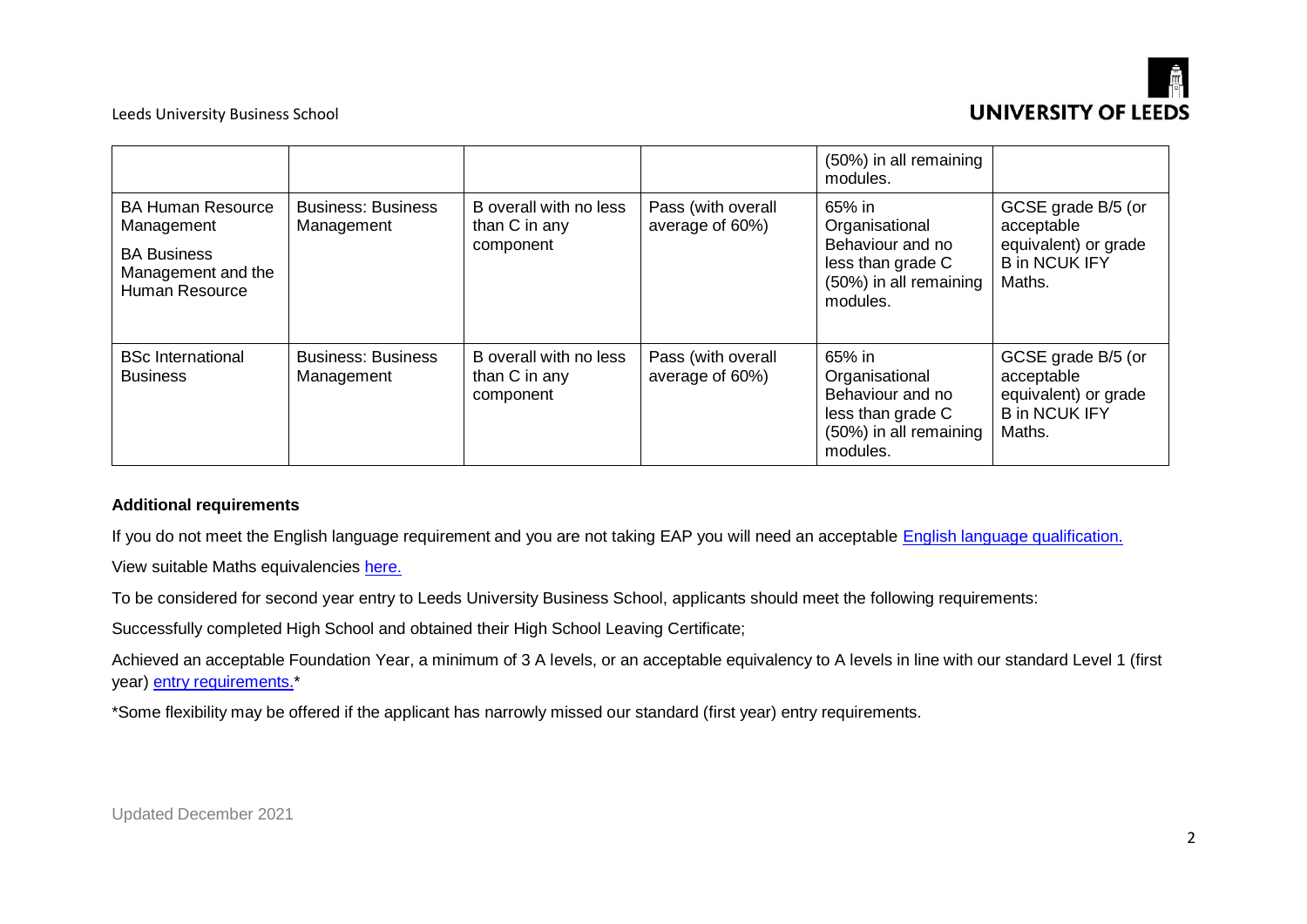| | | | | | |
|---|---|---|---|---|---|
| | | | | (50%) in all remaining modules. | |
| BA Human Resource Management<br><br>BA Business Management and the Human Resource | Business: Business Management | B overall with no less than C in any component | Pass (with overall average of 60%) | 65% in Organisational Behaviour and no less than grade C (50%) in all remaining modules. | GCSE grade B/5 (or acceptable equivalent) or grade B in NCUK IFY Maths. |
| BSc International Business | Business: Business Management | B overall with no less than C in any component | Pass (with overall average of 60%) | 65% in Organisational Behaviour and no less than grade C (50%) in all remaining modules. | GCSE grade B/5 (or acceptable equivalent) or grade B in NCUK IFY Maths. |

**Additional requirements**

If you do not meet the English language requirement and you are not taking EAP you will need an acceptable English language qualification.

View suitable Maths equivalencies here.

To be considered for second year entry to Leeds University Business School, applicants should meet the following requirements:

Successfully completed High School and obtained their High School Leaving Certificate;

Achieved an acceptable Foundation Year, a minimum of 3 A levels, or an acceptable equivalency to A levels in line with our standard Level 1 (first year) entry requirements.*

*Some flexibility may be offered if the applicant has narrowly missed our standard (first year) entry requirements.

Updated December 2021